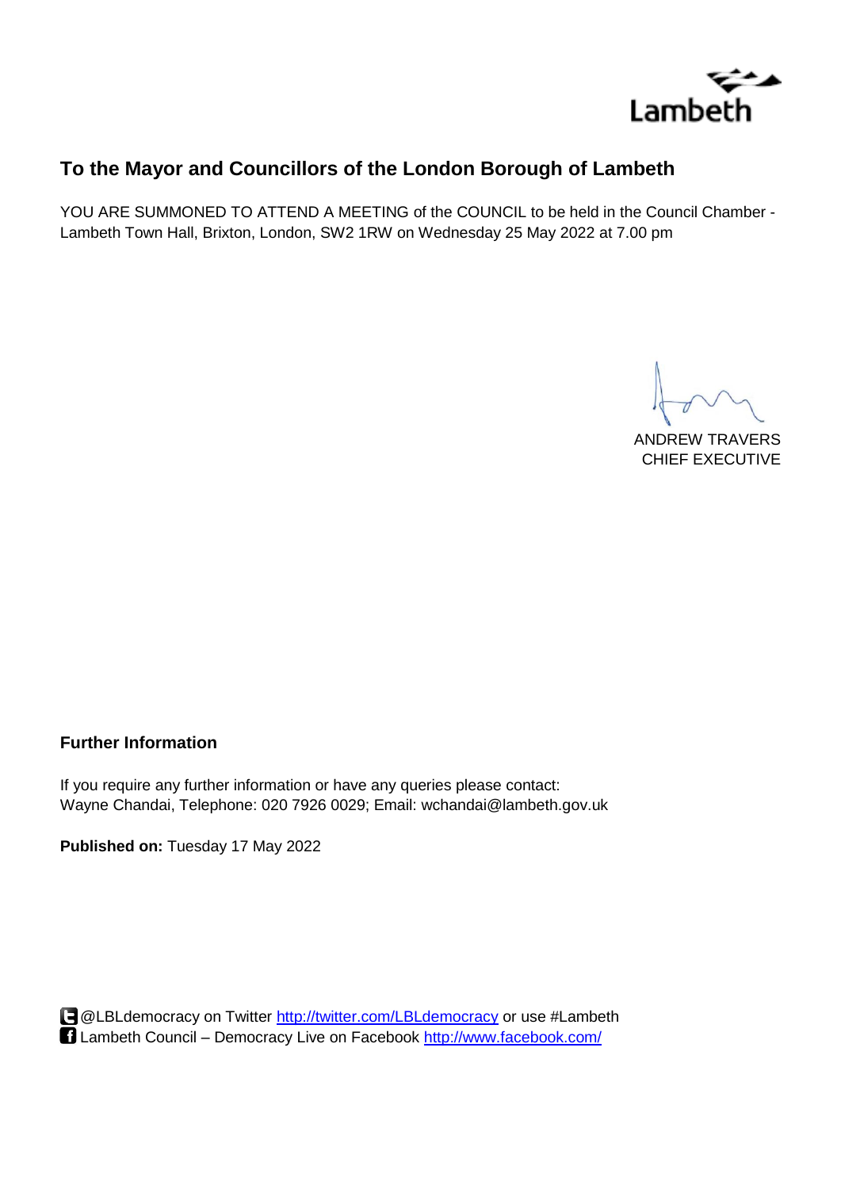Lambeth

## To the Mayor and Councillors of the London Borough of Lambeth

YOU ARE SUMMONED TO ATTEND A MEETING of the COUNCIL to be held in the Council Chamber - Lambeth Town Hall, Brixton, London, SW2 1RW on Wednesday 25 May 2022 at 7.00 pm

ANDREW TRAVERS
CHIEF EXECUTIVE

### Further Information

If you require any further information or have any queries please contact:
Wayne Chandai, Telephone: 020 7926 0029; Email: wchandai@lambeth.gov.uk

**Published on:** Tuesday 17 May 2022

@LBLdemocracy on Twitter http://twitter.com/LBLdemocracy or use #Lambeth
Lambeth Council – Democracy Live on Facebook http://www.facebook.com/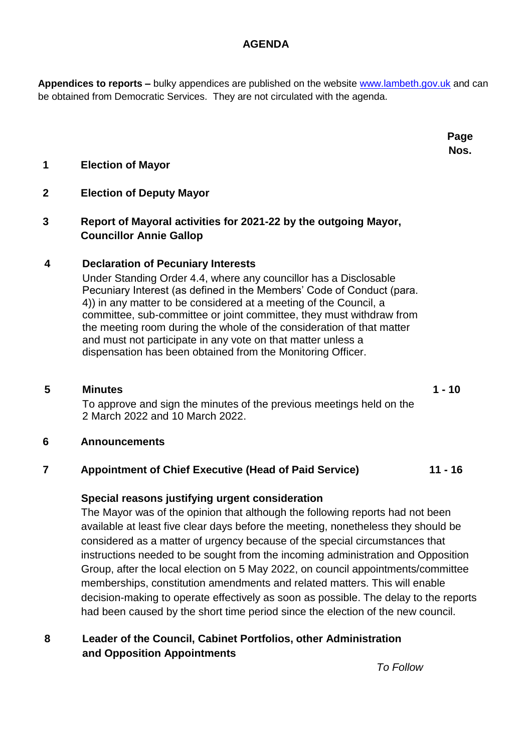# AGENDA

**Appendices to reports –** bulky appendices are published on the website www.lambeth.gov.uk and can be obtained from Democratic Services. They are not circulated with the agenda.

| | | Page Nos. |
|---|---|---|
| **1** | **Election of Mayor** | |
| **2** | **Election of Deputy Mayor** | |
| **3** | **Report of Mayoral activities for 2021-22 by the outgoing Mayor, Councillor Annie Gallop** | |
| **4** | **Declaration of Pecuniary Interests**<br>Under Standing Order 4.4, where any councillor has a Disclosable Pecuniary Interest (as defined in the Members' Code of Conduct (para. 4)) in any matter to be considered at a meeting of the Council, a committee, sub-committee or joint committee, they must withdraw from the meeting room during the whole of the consideration of that matter and must not participate in any vote on that matter unless a dispensation has been obtained from the Monitoring Officer. | |
| **5** | **Minutes**<br>To approve and sign the minutes of the previous meetings held on the 2 March 2022 and 10 March 2022. | **1 - 10** |
| **6** | **Announcements** | |
| **7** | **Appointment of Chief Executive (Head of Paid Service)** | **11 - 16** |

**Special reasons justifying urgent consideration**

The Mayor was of the opinion that although the following reports had not been available at least five clear days before the meeting, nonetheless they should be considered as a matter of urgency because of the special circumstances that instructions needed to be sought from the incoming administration and Opposition Group, after the local election on 5 May 2022, on council appointments/committee memberships, constitution amendments and related matters. This will enable decision-making to operate effectively as soon as possible. The delay to the reports had been caused by the short time period since the election of the new council.

| | | |
|---|---|---|
| **8** | **Leader of the Council, Cabinet Portfolios, other Administration and Opposition Appointments** | *To Follow* |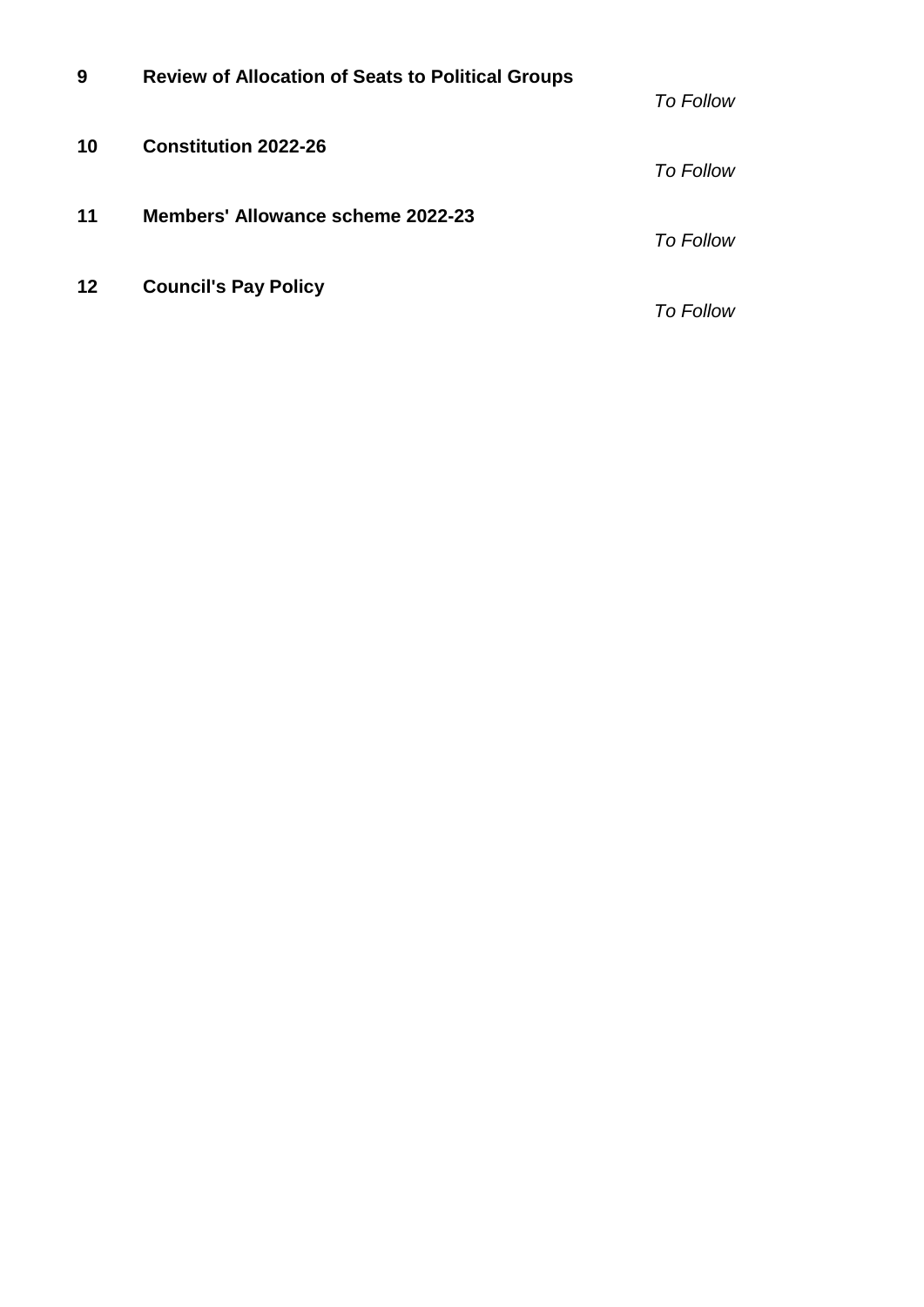**9 Review of Allocation of Seats to Political Groups**

*To Follow*

**10 Constitution 2022-26**

*To Follow*

**11 Members' Allowance scheme 2022-23**

*To Follow*

**12 Council's Pay Policy**

*To Follow*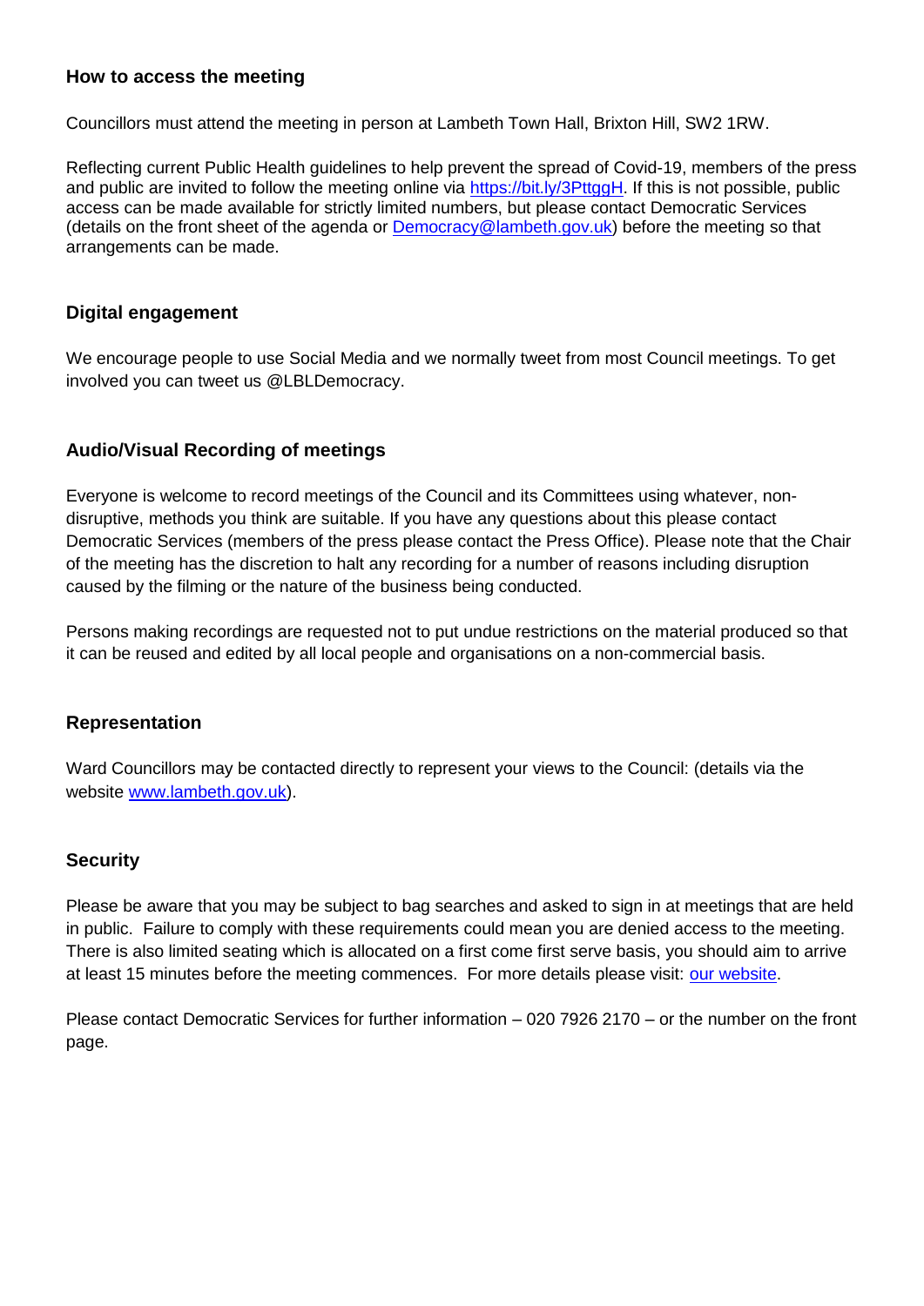### How to access the meeting

Councillors must attend the meeting in person at Lambeth Town Hall, Brixton Hill, SW2 1RW.

Reflecting current Public Health guidelines to help prevent the spread of Covid-19, members of the press and public are invited to follow the meeting online via [https://bit.ly/3PttggH](https://bit.ly/3PttggH). If this is not possible, public access can be made available for strictly limited numbers, but please contact Democratic Services (details on the front sheet of the agenda or [Democracy@lambeth.gov.uk](mailto:Democracy@lambeth.gov.uk)) before the meeting so that arrangements can be made.

### Digital engagement

We encourage people to use Social Media and we normally tweet from most Council meetings. To get involved you can tweet us @LBLDemocracy.

### Audio/Visual Recording of meetings

Everyone is welcome to record meetings of the Council and its Committees using whatever, non-disruptive, methods you think are suitable. If you have any questions about this please contact Democratic Services (members of the press please contact the Press Office). Please note that the Chair of the meeting has the discretion to halt any recording for a number of reasons including disruption caused by the filming or the nature of the business being conducted.

Persons making recordings are requested not to put undue restrictions on the material produced so that it can be reused and edited by all local people and organisations on a non-commercial basis.

### Representation

Ward Councillors may be contacted directly to represent your views to the Council: (details via the website [www.lambeth.gov.uk](http://www.lambeth.gov.uk)).

### Security

Please be aware that you may be subject to bag searches and asked to sign in at meetings that are held in public. Failure to comply with these requirements could mean you are denied access to the meeting. There is also limited seating which is allocated on a first come first serve basis, you should aim to arrive at least 15 minutes before the meeting commences. For more details please visit: our website.

Please contact Democratic Services for further information – 020 7926 2170 – or the number on the front page.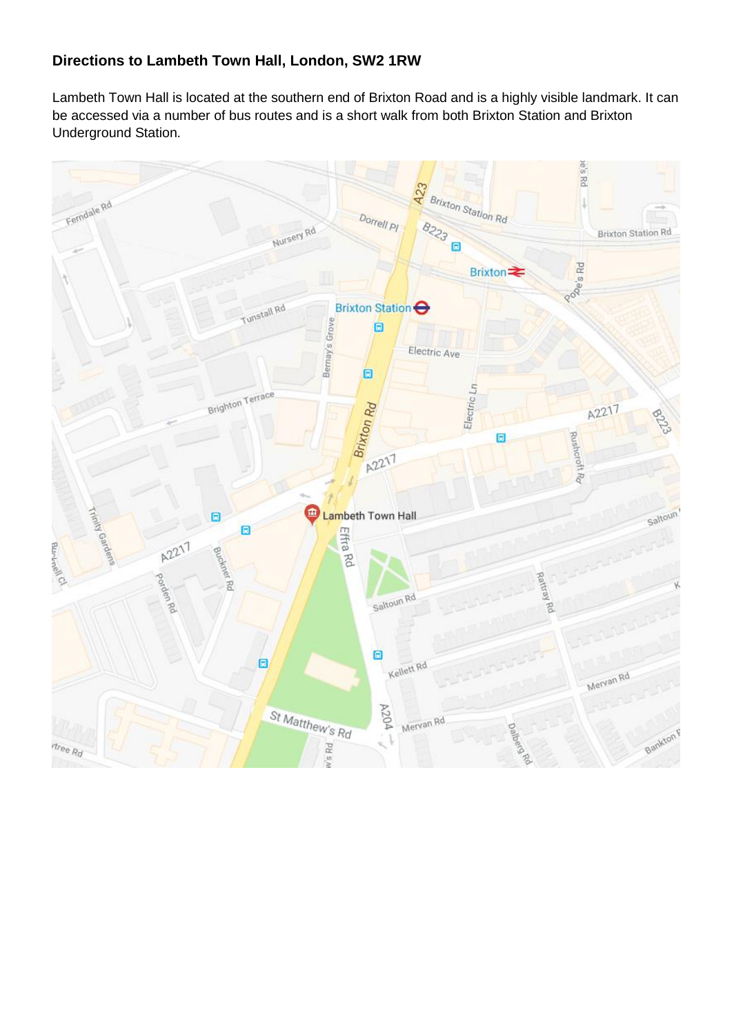**Directions to Lambeth Town Hall, London, SW2 1RW**

Lambeth Town Hall is located at the southern end of Brixton Road and is a highly visible landmark. It can be accessed via a number of bus routes and is a short walk from both Brixton Station and Brixton Underground Station.